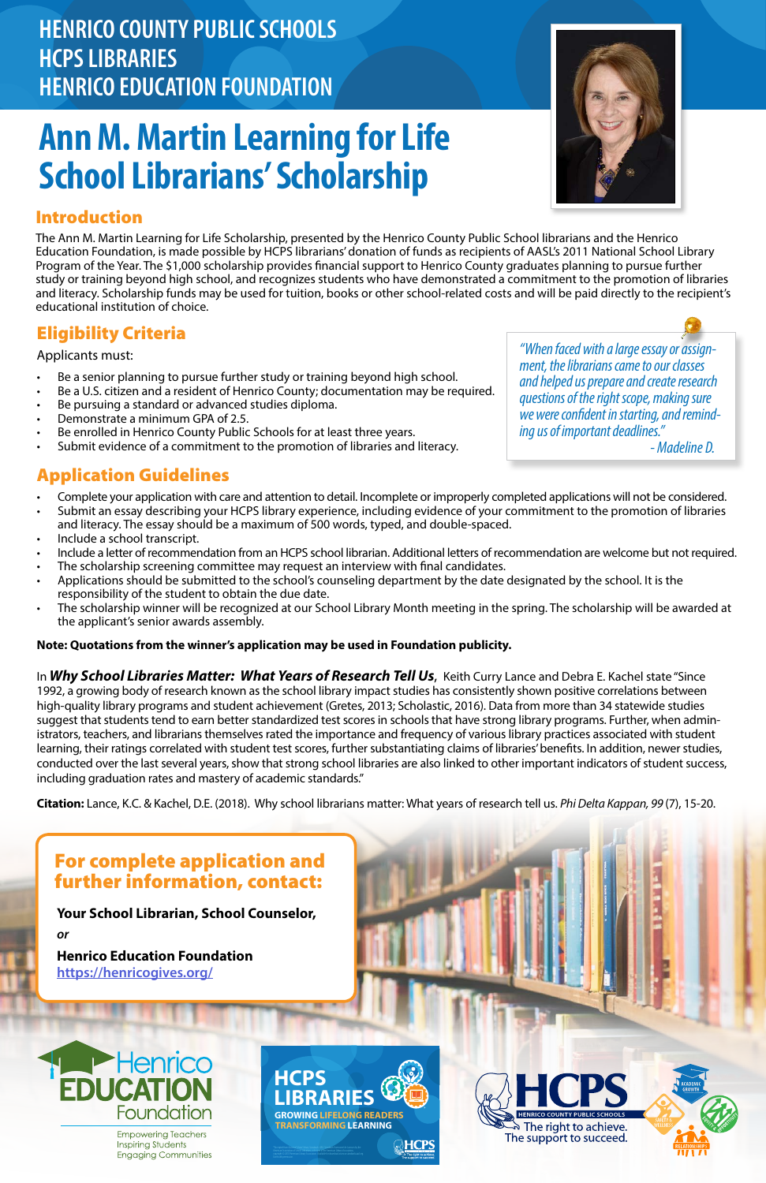HENRICO COUNTY PUBLIC SCHOOLS
HCPS LIBRARIES
HENRICO EDUCATION FOUNDATION

# Ann M. Martin Learning for Life School Librarians' Scholarship

## Introduction

The Ann M. Martin Learning for Life Scholarship, presented by the Henrico County Public School librarians and the Henrico Education Foundation, is made possible by HCPS librarians' donation of funds as recipients of AASL's 2011 National School Library Program of the Year. The $1,000 scholarship provides financial support to Henrico County graduates planning to pursue further study or training beyond high school, and recognizes students who have demonstrated a commitment to the promotion of libraries and literacy. Scholarship funds may be used for tuition, books or other school-related costs and will be paid directly to the recipient's educational institution of choice.

## Eligibility Criteria

Applicants must:

- Be a senior planning to pursue further study or training beyond high school.
- Be a U.S. citizen and a resident of Henrico County; documentation may be required.
- Be pursuing a standard or advanced studies diploma.
- Demonstrate a minimum GPA of 2.5.
- Be enrolled in Henrico County Public Schools for at least three years.
- Submit evidence of a commitment to the promotion of libraries and literacy.

> *"When faced with a large essay or assignment, the librarians came to our classes and helped us prepare and create research questions of the right scope, making sure we were confident in starting, and reminding us of important deadlines."*
> *- Madeline D.*

## Application Guidelines

- Complete your application with care and attention to detail. Incomplete or improperly completed applications will not be considered.
- Submit an essay describing your HCPS library experience, including evidence of your commitment to the promotion of libraries and literacy. The essay should be a maximum of 500 words, typed, and double-spaced.
- Include a school transcript.
- Include a letter of recommendation from an HCPS school librarian. Additional letters of recommendation are welcome but not required.
- The scholarship screening committee may request an interview with final candidates.
- Applications should be submitted to the school's counseling department by the date designated by the school. It is the responsibility of the student to obtain the due date.
- The scholarship winner will be recognized at our School Library Month meeting in the spring. The scholarship will be awarded at the applicant's senior awards assembly.

**Note: Quotations from the winner's application may be used in Foundation publicity.**

In ***Why School Libraries Matter: What Years of Research Tell Us***, Keith Curry Lance and Debra E. Kachel state "Since 1992, a growing body of research known as the school library impact studies has consistently shown positive correlations between high-quality library programs and student achievement (Gretes, 2013; Scholastic, 2016). Data from more than 34 statewide studies suggest that students tend to earn better standardized test scores in schools that have strong library programs. Further, when administrators, teachers, and librarians themselves rated the importance and frequency of various library practices associated with student learning, their ratings correlated with student test scores, further substantiating claims of libraries' benefits. In addition, newer studies, conducted over the last several years, show that strong school libraries are also linked to other important indicators of student success, including graduation rates and mastery of academic standards."

**Citation:** Lance, K.C. & Kachel, D.E. (2018). Why school librarians matter: What years of research tell us. *Phi Delta Kappan, 99* (7), 15-20.

## For complete application and further information, contact:

**Your School Librarian, School Counselor,**

*or*

**Henrico Education Foundation**
https://henricogives.org/

Henrico EDUCATION Foundation
Empowering Teachers
Inspiring Students
Engaging Communities

HCPS LIBRARIES
GROWING LIFELONG READERS
TRANSFORMING LEARNING

HCPS
HENRICO COUNTY PUBLIC SCHOOLS
The right to achieve.
The support to succeed.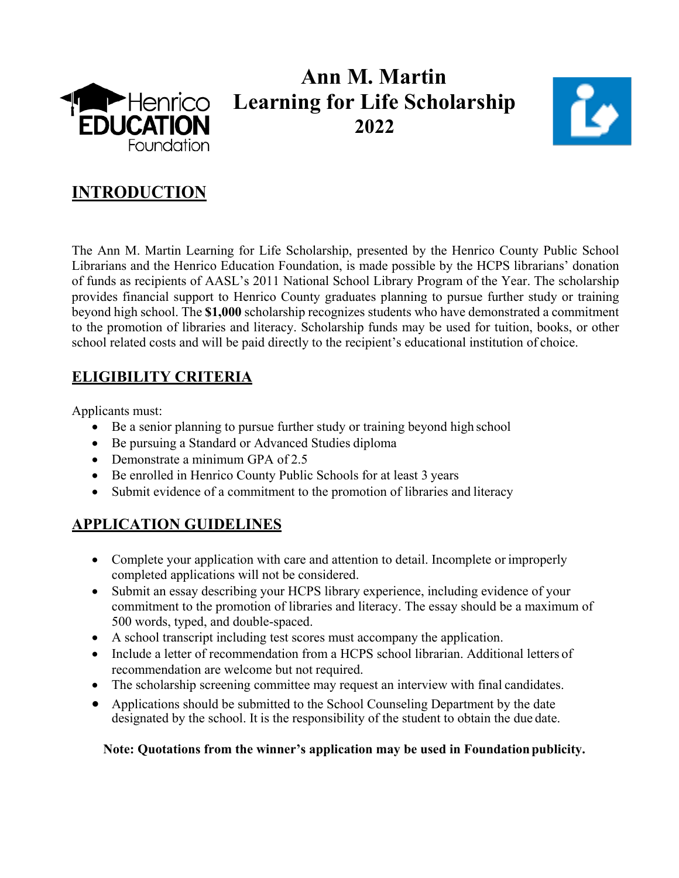# Ann M. Martin Learning for Life Scholarship 2022

## INTRODUCTION

The Ann M. Martin Learning for Life Scholarship, presented by the Henrico County Public School Librarians and the Henrico Education Foundation, is made possible by the HCPS librarians' donation of funds as recipients of AASL's 2011 National School Library Program of the Year. The scholarship provides financial support to Henrico County graduates planning to pursue further study or training beyond high school. The **$1,000** scholarship recognizes students who have demonstrated a commitment to the promotion of libraries and literacy. Scholarship funds may be used for tuition, books, or other school related costs and will be paid directly to the recipient's educational institution of choice.

## ELIGIBILITY CRITERIA

Applicants must:

- Be a senior planning to pursue further study or training beyond high school
- Be pursuing a Standard or Advanced Studies diploma
- Demonstrate a minimum GPA of 2.5
- Be enrolled in Henrico County Public Schools for at least 3 years
- Submit evidence of a commitment to the promotion of libraries and literacy

## APPLICATION GUIDELINES

- Complete your application with care and attention to detail. Incomplete or improperly completed applications will not be considered.
- Submit an essay describing your HCPS library experience, including evidence of your commitment to the promotion of libraries and literacy. The essay should be a maximum of 500 words, typed, and double-spaced.
- A school transcript including test scores must accompany the application.
- Include a letter of recommendation from a HCPS school librarian. Additional letters of recommendation are welcome but not required.
- The scholarship screening committee may request an interview with final candidates.
- Applications should be submitted to the School Counseling Department by the date designated by the school. It is the responsibility of the student to obtain the due date.

**Note: Quotations from the winner's application may be used in Foundation publicity.**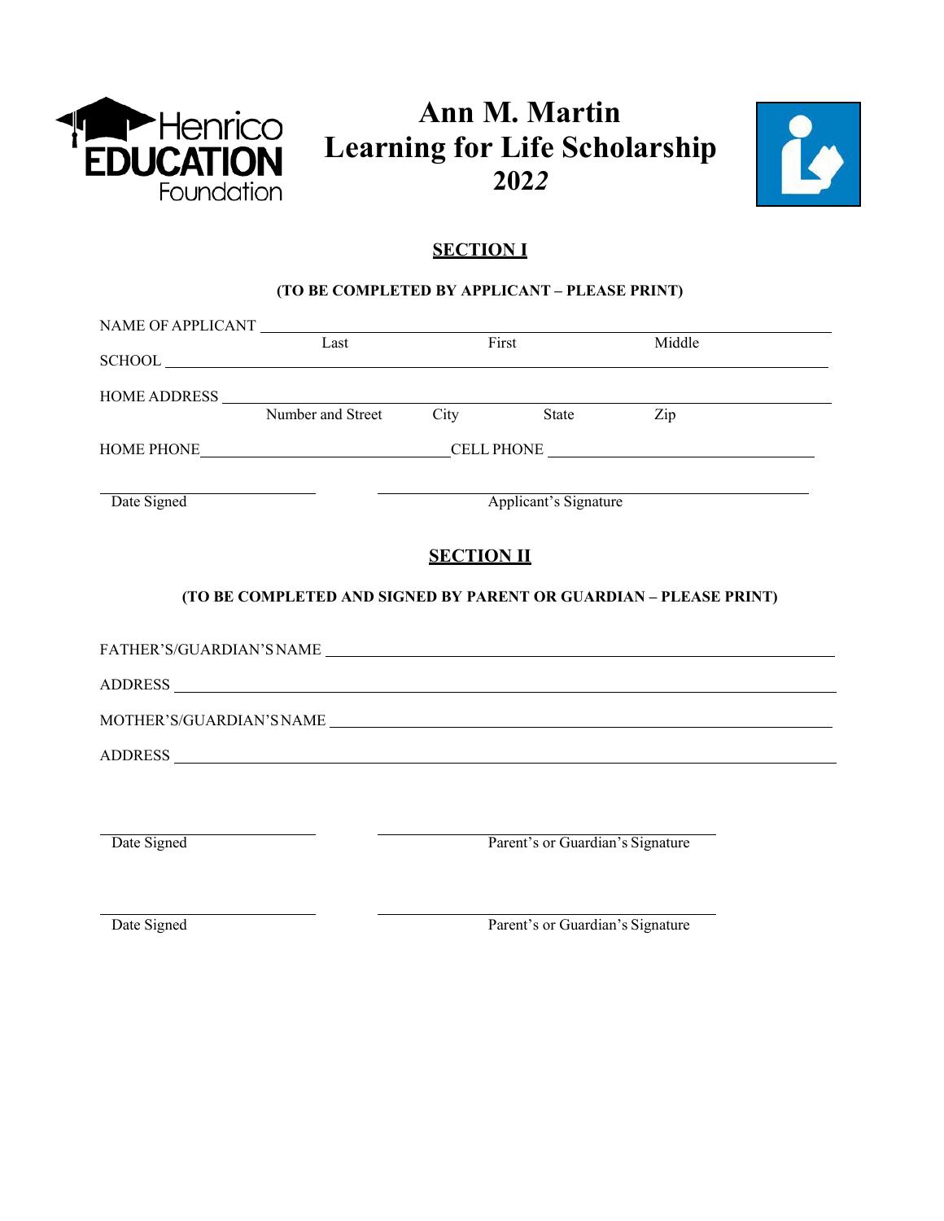Henrico EDUCATION Foundation

# Ann M. Martin Learning for Life Scholarship 2022

## SECTION I

**(TO BE COMPLETED BY APPLICANT – PLEASE PRINT)**

NAME OF APPLICANT ______________________________________________
Last First Middle

SCHOOL ______________________________________________

HOME ADDRESS ______________________________________________
Number and Street City State Zip

HOME PHONE ______________________ CELL PHONE ______________________

______________________ ______________________________
Date Signed Applicant's Signature

## SECTION II

**(TO BE COMPLETED AND SIGNED BY PARENT OR GUARDIAN – PLEASE PRINT)**

FATHER'S/GUARDIAN'S NAME ______________________________________________

ADDRESS ______________________________________________

MOTHER'S/GUARDIAN'S NAME ______________________________________________

ADDRESS ______________________________________________

______________________ ______________________________
Date Signed Parent's or Guardian's Signature

______________________ ______________________________
Date Signed Parent's or Guardian's Signature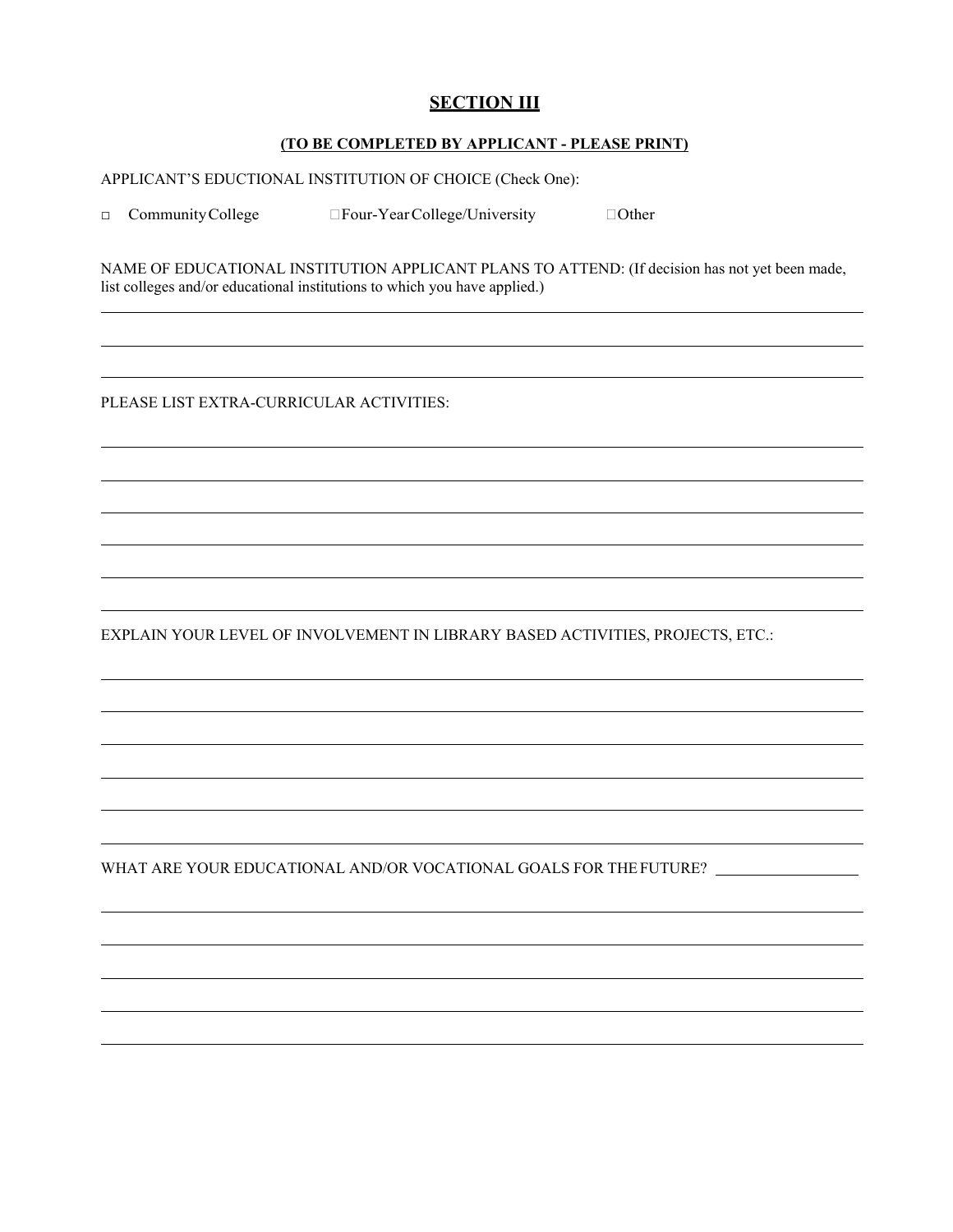## SECTION III

**(TO BE COMPLETED BY APPLICANT - PLEASE PRINT)**

APPLICANT'S EDUCTIONAL INSTITUTION OF CHOICE (Check One):

□ Community College □ Four-Year College/University □ Other

NAME OF EDUCATIONAL INSTITUTION APPLICANT PLANS TO ATTEND: (If decision has not yet been made, list colleges and/or educational institutions to which you have applied.)

\_\_\_\_\_\_\_\_\_\_\_\_\_\_\_\_\_\_\_\_\_\_\_\_\_\_\_\_\_\_\_\_\_\_\_\_\_\_\_\_\_\_\_\_\_\_\_\_\_\_\_\_\_\_\_\_\_\_\_\_\_\_\_\_\_\_\_\_\_\_\_\_

\_\_\_\_\_\_\_\_\_\_\_\_\_\_\_\_\_\_\_\_\_\_\_\_\_\_\_\_\_\_\_\_\_\_\_\_\_\_\_\_\_\_\_\_\_\_\_\_\_\_\_\_\_\_\_\_\_\_\_\_\_\_\_\_\_\_\_\_\_\_\_\_

\_\_\_\_\_\_\_\_\_\_\_\_\_\_\_\_\_\_\_\_\_\_\_\_\_\_\_\_\_\_\_\_\_\_\_\_\_\_\_\_\_\_\_\_\_\_\_\_\_\_\_\_\_\_\_\_\_\_\_\_\_\_\_\_\_\_\_\_\_\_\_\_

PLEASE LIST EXTRA-CURRICULAR ACTIVITIES:

\_\_\_\_\_\_\_\_\_\_\_\_\_\_\_\_\_\_\_\_\_\_\_\_\_\_\_\_\_\_\_\_\_\_\_\_\_\_\_\_\_\_\_\_\_\_\_\_\_\_\_\_\_\_\_\_\_\_\_\_\_\_\_\_\_\_\_\_\_\_\_\_

\_\_\_\_\_\_\_\_\_\_\_\_\_\_\_\_\_\_\_\_\_\_\_\_\_\_\_\_\_\_\_\_\_\_\_\_\_\_\_\_\_\_\_\_\_\_\_\_\_\_\_\_\_\_\_\_\_\_\_\_\_\_\_\_\_\_\_\_\_\_\_\_

\_\_\_\_\_\_\_\_\_\_\_\_\_\_\_\_\_\_\_\_\_\_\_\_\_\_\_\_\_\_\_\_\_\_\_\_\_\_\_\_\_\_\_\_\_\_\_\_\_\_\_\_\_\_\_\_\_\_\_\_\_\_\_\_\_\_\_\_\_\_\_\_

\_\_\_\_\_\_\_\_\_\_\_\_\_\_\_\_\_\_\_\_\_\_\_\_\_\_\_\_\_\_\_\_\_\_\_\_\_\_\_\_\_\_\_\_\_\_\_\_\_\_\_\_\_\_\_\_\_\_\_\_\_\_\_\_\_\_\_\_\_\_\_\_

\_\_\_\_\_\_\_\_\_\_\_\_\_\_\_\_\_\_\_\_\_\_\_\_\_\_\_\_\_\_\_\_\_\_\_\_\_\_\_\_\_\_\_\_\_\_\_\_\_\_\_\_\_\_\_\_\_\_\_\_\_\_\_\_\_\_\_\_\_\_\_\_

\_\_\_\_\_\_\_\_\_\_\_\_\_\_\_\_\_\_\_\_\_\_\_\_\_\_\_\_\_\_\_\_\_\_\_\_\_\_\_\_\_\_\_\_\_\_\_\_\_\_\_\_\_\_\_\_\_\_\_\_\_\_\_\_\_\_\_\_\_\_\_\_

EXPLAIN YOUR LEVEL OF INVOLVEMENT IN LIBRARY BASED ACTIVITIES, PROJECTS, ETC.:

\_\_\_\_\_\_\_\_\_\_\_\_\_\_\_\_\_\_\_\_\_\_\_\_\_\_\_\_\_\_\_\_\_\_\_\_\_\_\_\_\_\_\_\_\_\_\_\_\_\_\_\_\_\_\_\_\_\_\_\_\_\_\_\_\_\_\_\_\_\_\_\_

\_\_\_\_\_\_\_\_\_\_\_\_\_\_\_\_\_\_\_\_\_\_\_\_\_\_\_\_\_\_\_\_\_\_\_\_\_\_\_\_\_\_\_\_\_\_\_\_\_\_\_\_\_\_\_\_\_\_\_\_\_\_\_\_\_\_\_\_\_\_\_\_

\_\_\_\_\_\_\_\_\_\_\_\_\_\_\_\_\_\_\_\_\_\_\_\_\_\_\_\_\_\_\_\_\_\_\_\_\_\_\_\_\_\_\_\_\_\_\_\_\_\_\_\_\_\_\_\_\_\_\_\_\_\_\_\_\_\_\_\_\_\_\_\_

\_\_\_\_\_\_\_\_\_\_\_\_\_\_\_\_\_\_\_\_\_\_\_\_\_\_\_\_\_\_\_\_\_\_\_\_\_\_\_\_\_\_\_\_\_\_\_\_\_\_\_\_\_\_\_\_\_\_\_\_\_\_\_\_\_\_\_\_\_\_\_\_

\_\_\_\_\_\_\_\_\_\_\_\_\_\_\_\_\_\_\_\_\_\_\_\_\_\_\_\_\_\_\_\_\_\_\_\_\_\_\_\_\_\_\_\_\_\_\_\_\_\_\_\_\_\_\_\_\_\_\_\_\_\_\_\_\_\_\_\_\_\_\_\_

\_\_\_\_\_\_\_\_\_\_\_\_\_\_\_\_\_\_\_\_\_\_\_\_\_\_\_\_\_\_\_\_\_\_\_\_\_\_\_\_\_\_\_\_\_\_\_\_\_\_\_\_\_\_\_\_\_\_\_\_\_\_\_\_\_\_\_\_\_\_\_\_

WHAT ARE YOUR EDUCATIONAL AND/OR VOCATIONAL GOALS FOR THE FUTURE? \_\_\_\_\_\_\_\_\_\_\_\_\_\_\_\_\_\_

\_\_\_\_\_\_\_\_\_\_\_\_\_\_\_\_\_\_\_\_\_\_\_\_\_\_\_\_\_\_\_\_\_\_\_\_\_\_\_\_\_\_\_\_\_\_\_\_\_\_\_\_\_\_\_\_\_\_\_\_\_\_\_\_\_\_\_\_\_\_\_\_

\_\_\_\_\_\_\_\_\_\_\_\_\_\_\_\_\_\_\_\_\_\_\_\_\_\_\_\_\_\_\_\_\_\_\_\_\_\_\_\_\_\_\_\_\_\_\_\_\_\_\_\_\_\_\_\_\_\_\_\_\_\_\_\_\_\_\_\_\_\_\_\_

\_\_\_\_\_\_\_\_\_\_\_\_\_\_\_\_\_\_\_\_\_\_\_\_\_\_\_\_\_\_\_\_\_\_\_\_\_\_\_\_\_\_\_\_\_\_\_\_\_\_\_\_\_\_\_\_\_\_\_\_\_\_\_\_\_\_\_\_\_\_\_\_

\_\_\_\_\_\_\_\_\_\_\_\_\_\_\_\_\_\_\_\_\_\_\_\_\_\_\_\_\_\_\_\_\_\_\_\_\_\_\_\_\_\_\_\_\_\_\_\_\_\_\_\_\_\_\_\_\_\_\_\_\_\_\_\_\_\_\_\_\_\_\_\_

\_\_\_\_\_\_\_\_\_\_\_\_\_\_\_\_\_\_\_\_\_\_\_\_\_\_\_\_\_\_\_\_\_\_\_\_\_\_\_\_\_\_\_\_\_\_\_\_\_\_\_\_\_\_\_\_\_\_\_\_\_\_\_\_\_\_\_\_\_\_\_\_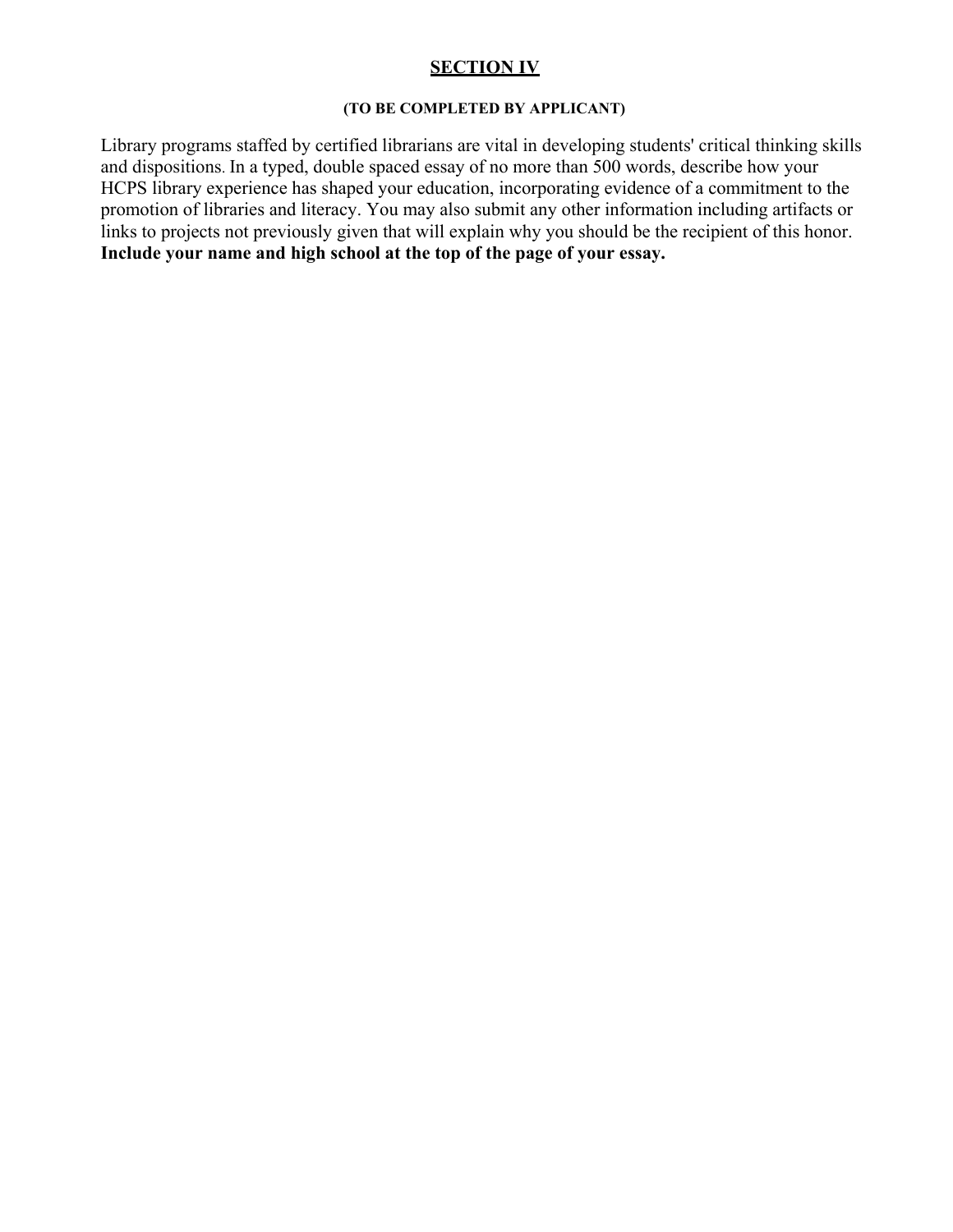# SECTION IV

**(TO BE COMPLETED BY APPLICANT)**

Library programs staffed by certified librarians are vital in developing students' critical thinking skills and dispositions. In a typed, double spaced essay of no more than 500 words, describe how your HCPS library experience has shaped your education, incorporating evidence of a commitment to the promotion of libraries and literacy. You may also submit any other information including artifacts or links to projects not previously given that will explain why you should be the recipient of this honor. **Include your name and high school at the top of the page of your essay.**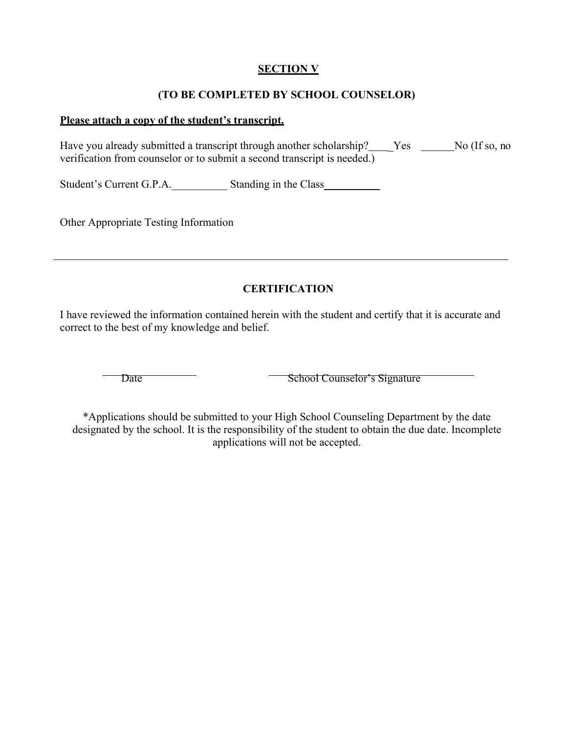## SECTION V

### (TO BE COMPLETED BY SCHOOL COUNSELOR)

**Please attach a copy of the student's transcript.**

Have you already submitted a transcript through another scholarship?_____Yes ______No (If so, no verification from counselor or to submit a second transcript is needed.)

Student's Current G.P.A.__________ Standing in the Class__________

Other Appropriate Testing Information

---

### CERTIFICATION

I have reviewed the information contained herein with the student and certify that it is accurate and correct to the best of my knowledge and belief.

______________ Date ______________________________ School Counselor's Signature

*Applications should be submitted to your High School Counseling Department by the date designated by the school. It is the responsibility of the student to obtain the due date. Incomplete applications will not be accepted.